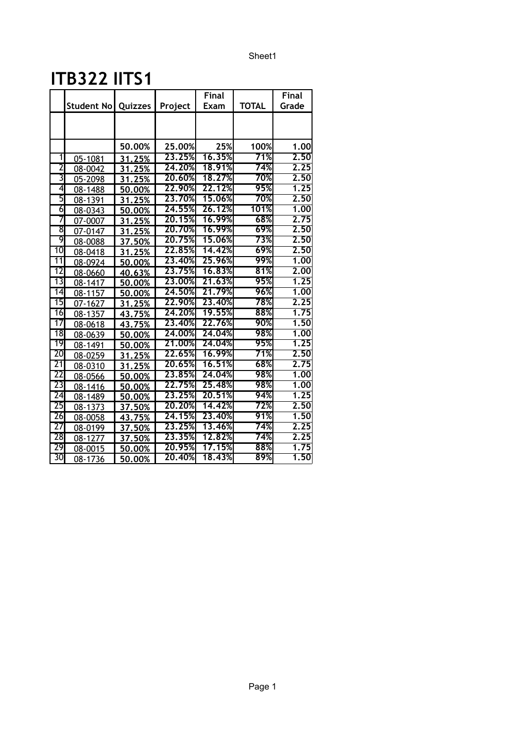# ITB322 IITS1

| | Student No | Quizzes | Project | Final Exam | TOTAL | Final Grade |
|---|---|---|---|---|---|---|
| | | | | | | |
| | | 50.00% | 25.00% | 25% | 100% | 1.00 |
| 1 | 05-1081 | 31.25% | 23.25% | 16.35% | 71% | 2.50 |
| 2 | 08-0042 | 31.25% | 24.20% | 18.91% | 74% | 2.25 |
| 3 | 05-2098 | 31.25% | 20.60% | 18.27% | 70% | 2.50 |
| 4 | 08-1488 | 50.00% | 22.90% | 22.12% | 95% | 1.25 |
| 5 | 08-1391 | 31.25% | 23.70% | 15.06% | 70% | 2.50 |
| 6 | 08-0343 | 50.00% | 24.55% | 26.12% | 101% | 1.00 |
| 7 | 07-0007 | 31.25% | 20.15% | 16.99% | 68% | 2.75 |
| 8 | 07-0147 | 31.25% | 20.70% | 16.99% | 69% | 2.50 |
| 9 | 08-0088 | 37.50% | 20.75% | 15.06% | 73% | 2.50 |
| 10 | 08-0418 | 31.25% | 22.85% | 14.42% | 69% | 2.50 |
| 11 | 08-0924 | 50.00% | 23.40% | 25.96% | 99% | 1.00 |
| 12 | 08-0660 | 40.63% | 23.75% | 16.83% | 81% | 2.00 |
| 13 | 08-1417 | 50.00% | 23.00% | 21.63% | 95% | 1.25 |
| 14 | 08-1157 | 50.00% | 24.50% | 21.79% | 96% | 1.00 |
| 15 | 07-1627 | 31.25% | 22.90% | 23.40% | 78% | 2.25 |
| 16 | 08-1357 | 43.75% | 24.20% | 19.55% | 88% | 1.75 |
| 17 | 08-0618 | 43.75% | 23.40% | 22.76% | 90% | 1.50 |
| 18 | 08-0639 | 50.00% | 24.00% | 24.04% | 98% | 1.00 |
| 19 | 08-1491 | 50.00% | 21.00% | 24.04% | 95% | 1.25 |
| 20 | 08-0259 | 31.25% | 22.65% | 16.99% | 71% | 2.50 |
| 21 | 08-0310 | 31.25% | 20.65% | 16.51% | 68% | 2.75 |
| 22 | 08-0566 | 50.00% | 23.85% | 24.04% | 98% | 1.00 |
| 23 | 08-1416 | 50.00% | 22.75% | 25.48% | 98% | 1.00 |
| 24 | 08-1489 | 50.00% | 23.25% | 20.51% | 94% | 1.25 |
| 25 | 08-1373 | 37.50% | 20.20% | 14.42% | 72% | 2.50 |
| 26 | 08-0058 | 43.75% | 24.15% | 23.40% | 91% | 1.50 |
| 27 | 08-0199 | 37.50% | 23.25% | 13.46% | 74% | 2.25 |
| 28 | 08-1277 | 37.50% | 23.35% | 12.82% | 74% | 2.25 |
| 29 | 08-0015 | 50.00% | 20.95% | 17.15% | 88% | 1.75 |
| 30 | 08-1736 | 50.00% | 20.40% | 18.43% | 89% | 1.50 |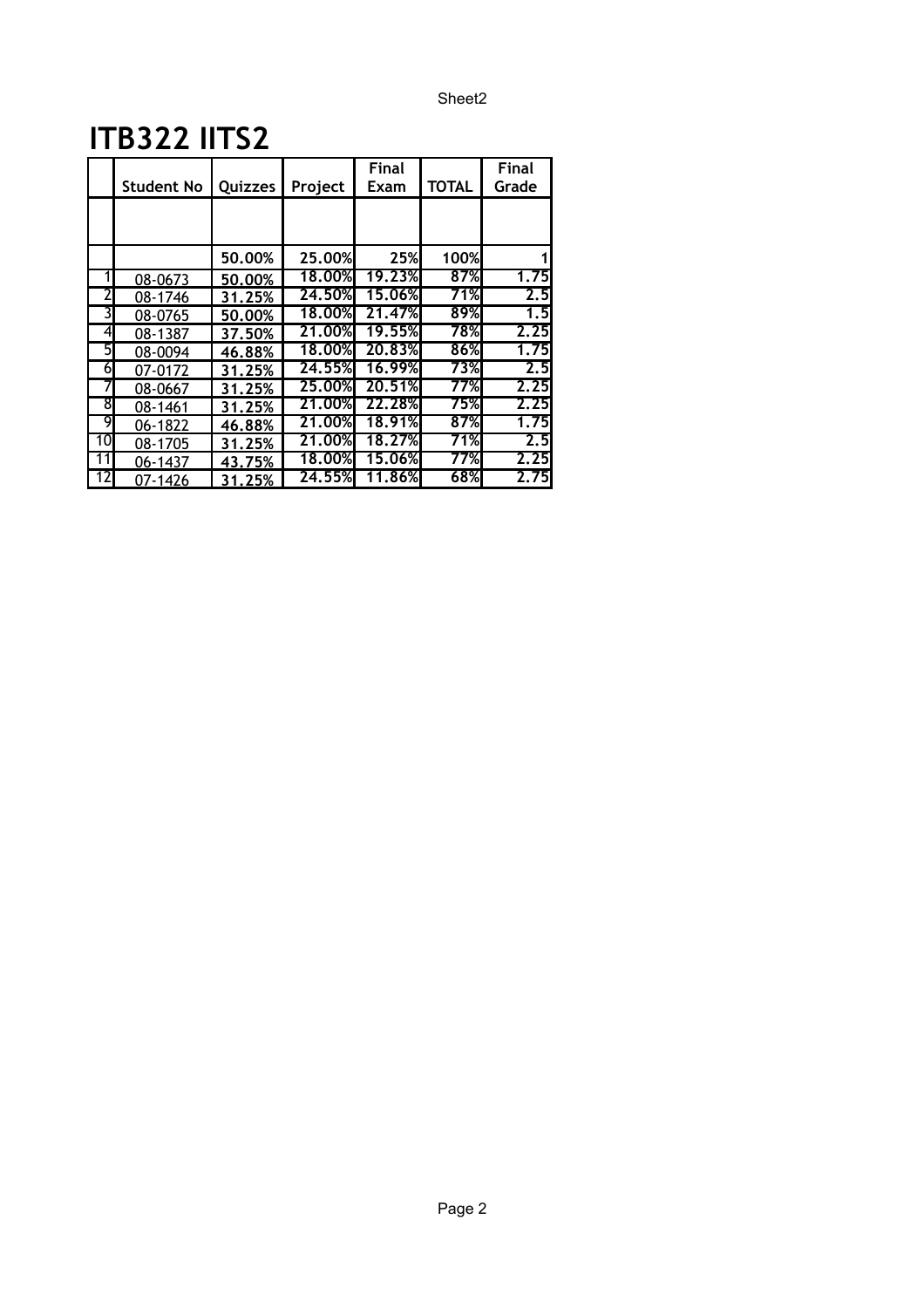# ITB322 IITS2

| | Student No | Quizzes | Project | Final Exam | TOTAL | Final Grade |
|---|---|---|---|---|---|---|
| | | | | | | |
| | | 50.00% | 25.00% | 25% | 100% | 1 |
| 1 | 08-0673 | 50.00% | 18.00% | 19.23% | 87% | 1.75 |
| 2 | 08-1746 | 31.25% | 24.50% | 15.06% | 71% | 2.5 |
| 3 | 08-0765 | 50.00% | 18.00% | 21.47% | 89% | 1.5 |
| 4 | 08-1387 | 37.50% | 21.00% | 19.55% | 78% | 2.25 |
| 5 | 08-0094 | 46.88% | 18.00% | 20.83% | 86% | 1.75 |
| 6 | 07-0172 | 31.25% | 24.55% | 16.99% | 73% | 2.5 |
| 7 | 08-0667 | 31.25% | 25.00% | 20.51% | 77% | 2.25 |
| 8 | 08-1461 | 31.25% | 21.00% | 22.28% | 75% | 2.25 |
| 9 | 06-1822 | 46.88% | 21.00% | 18.91% | 87% | 1.75 |
| 10 | 08-1705 | 31.25% | 21.00% | 18.27% | 71% | 2.5 |
| 11 | 06-1437 | 43.75% | 18.00% | 15.06% | 77% | 2.25 |
| 12 | 07-1426 | 31.25% | 24.55% | 11.86% | 68% | 2.75 |